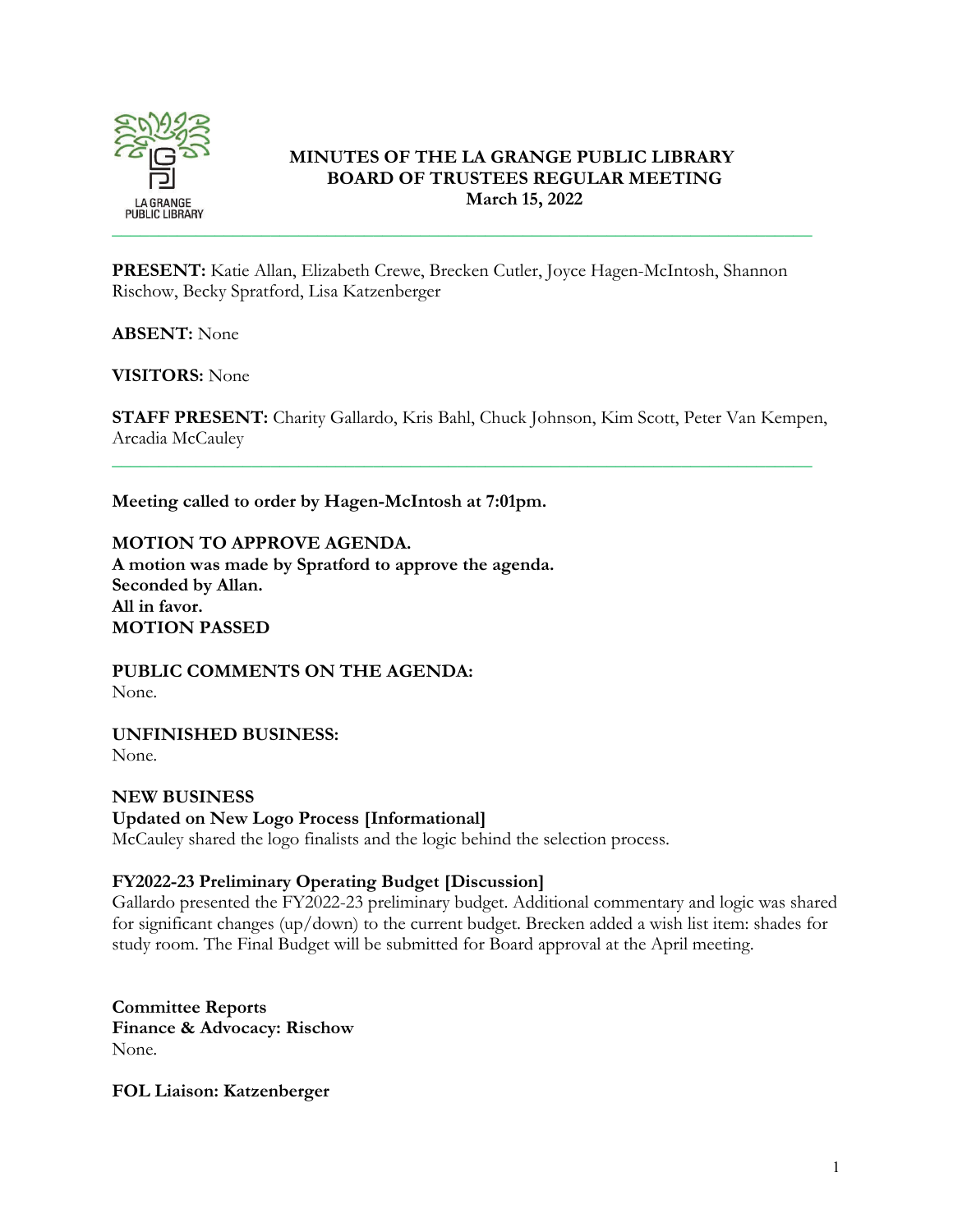# MINUTES OF THE LA GRANGE PUBLIC LIBRARY BOARD OF TRUSTEES REGULAR MEETING
## March 15, 2022

---

**PRESENT:** Katie Allan, Elizabeth Crewe, Brecken Cutler, Joyce Hagen-McIntosh, Shannon Rischow, Becky Spratford, Lisa Katzenberger

**ABSENT:** None

**VISITORS:** None

**STAFF PRESENT:** Charity Gallardo, Kris Bahl, Chuck Johnson, Kim Scott, Peter Van Kempen, Arcadia McCauley

---

**Meeting called to order by Hagen-McIntosh at 7:01pm.**

**MOTION TO APPROVE AGENDA.**
**A motion was made by Spratford to approve the agenda.**
**Seconded by Allan.**
**All in favor.**
**MOTION PASSED**

**PUBLIC COMMENTS ON THE AGENDA:**
None.

**UNFINISHED BUSINESS:**
None.

**NEW BUSINESS**
**Updated on New Logo Process [Informational]**
McCauley shared the logo finalists and the logic behind the selection process.

**FY2022-23 Preliminary Operating Budget [Discussion]**
Gallardo presented the FY2022-23 preliminary budget. Additional commentary and logic was shared for significant changes (up/down) to the current budget. Brecken added a wish list item: shades for study room. The Final Budget will be submitted for Board approval at the April meeting.

**Committee Reports**
**Finance & Advocacy: Rischow**
None.

**FOL Liaison: Katzenberger**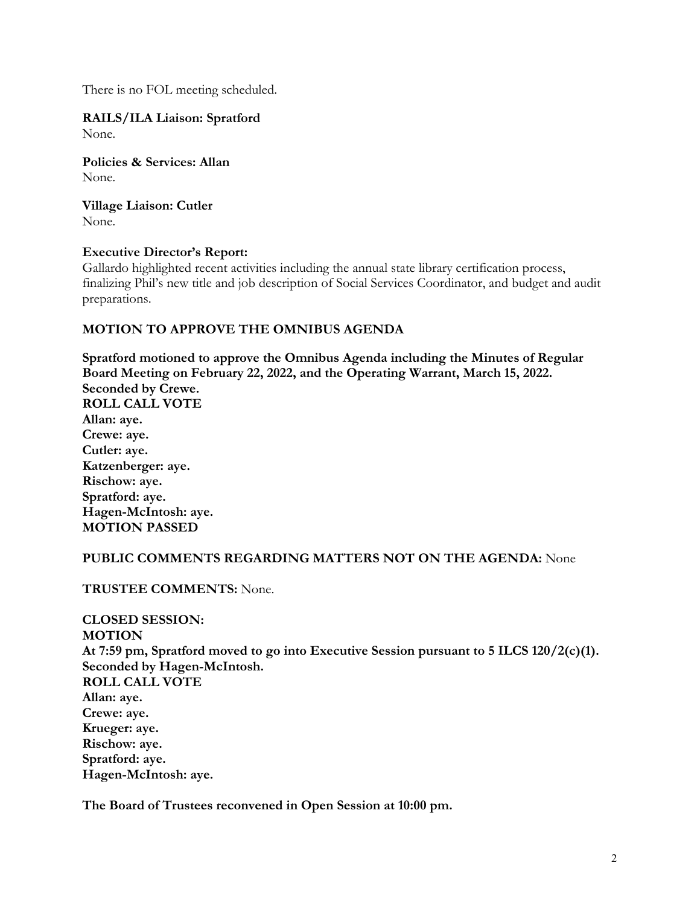There is no FOL meeting scheduled.

**RAILS/ILA Liaison: Spratford**
None.

**Policies & Services: Allan**
None.

**Village Liaison: Cutler**
None.

**Executive Director's Report:**
Gallardo highlighted recent activities including the annual state library certification process, finalizing Phil's new title and job description of Social Services Coordinator, and budget and audit preparations.

**MOTION TO APPROVE THE OMNIBUS AGENDA**

**Spratford motioned to approve the Omnibus Agenda including the Minutes of Regular Board Meeting on February 22, 2022, and the Operating Warrant, March 15, 2022.**
**Seconded by Crewe.**
**ROLL CALL VOTE**
**Allan: aye.**
**Crewe: aye.**
**Cutler: aye.**
**Katzenberger: aye.**
**Rischow: aye.**
**Spratford: aye.**
**Hagen-McIntosh: aye.**
**MOTION PASSED**

**PUBLIC COMMENTS REGARDING MATTERS NOT ON THE AGENDA:** None

**TRUSTEE COMMENTS:** None.

**CLOSED SESSION:**
**MOTION**
**At 7:59 pm, Spratford moved to go into Executive Session pursuant to 5 ILCS 120/2(c)(1).**
**Seconded by Hagen-McIntosh.**
**ROLL CALL VOTE**
**Allan: aye.**
**Crewe: aye.**
**Krueger: aye.**
**Rischow: aye.**
**Spratford: aye.**
**Hagen-McIntosh: aye.**

**The Board of Trustees reconvened in Open Session at 10:00 pm.**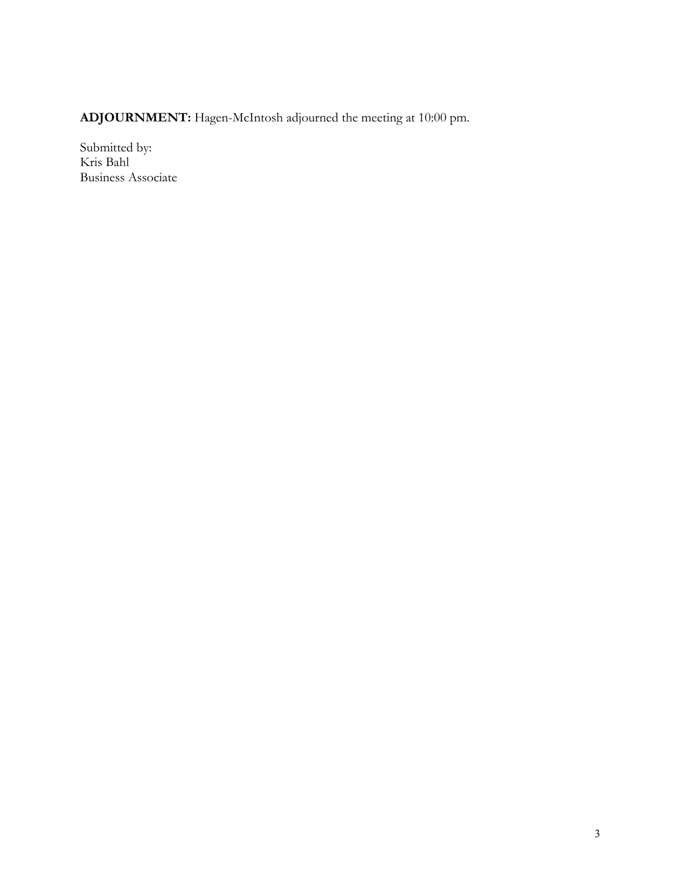**ADJOURNMENT:** Hagen-McIntosh adjourned the meeting at 10:00 pm.

Submitted by:
Kris Bahl
Business Associate